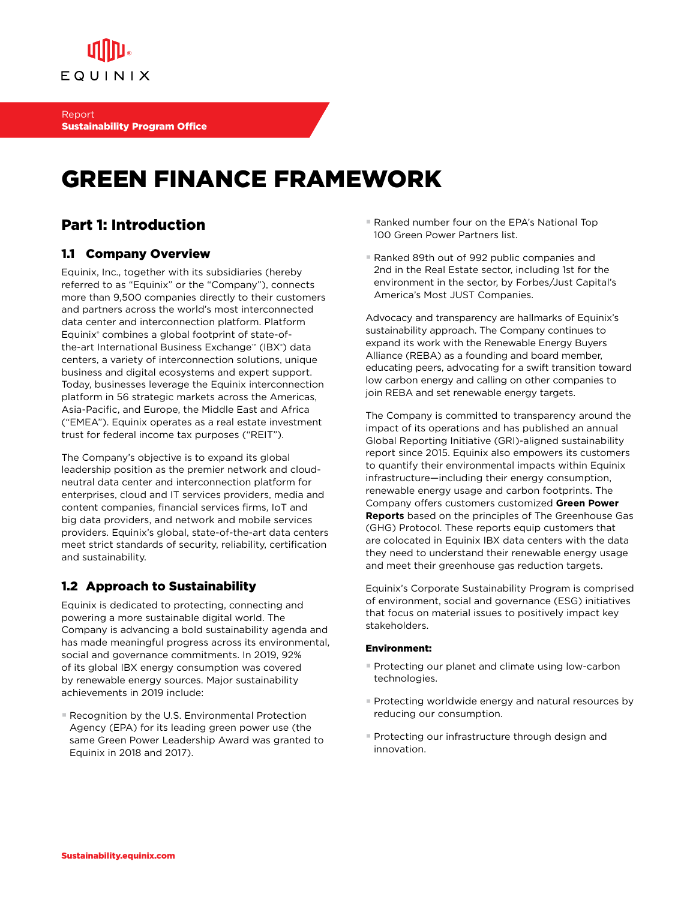Report
**Sustainability Program Office**

# GREEN FINANCE FRAMEWORK

## Part 1: Introduction

### 1.1 Company Overview

Equinix, Inc., together with its subsidiaries (hereby referred to as "Equinix" or the "Company"), connects more than 9,500 companies directly to their customers and partners across the world's most interconnected data center and interconnection platform. Platform Equinix® combines a global footprint of state-of-the-art International Business Exchange™ (IBX®) data centers, a variety of interconnection solutions, unique business and digital ecosystems and expert support. Today, businesses leverage the Equinix interconnection platform in 56 strategic markets across the Americas, Asia-Pacific, and Europe, the Middle East and Africa ("EMEA"). Equinix operates as a real estate investment trust for federal income tax purposes ("REIT").

The Company's objective is to expand its global leadership position as the premier network and cloud-neutral data center and interconnection platform for enterprises, cloud and IT services providers, media and content companies, financial services firms, IoT and big data providers, and network and mobile services providers. Equinix's global, state-of-the-art data centers meet strict standards of security, reliability, certification and sustainability.

### 1.2 Approach to Sustainability

Equinix is dedicated to protecting, connecting and powering a more sustainable digital world. The Company is advancing a bold sustainability agenda and has made meaningful progress across its environmental, social and governance commitments. In 2019, 92% of its global IBX energy consumption was covered by renewable energy sources. Major sustainability achievements in 2019 include:

- Recognition by the U.S. Environmental Protection Agency (EPA) for its leading green power use (the same Green Power Leadership Award was granted to Equinix in 2018 and 2017).
- Ranked number four on the EPA's National Top 100 Green Power Partners list.
- Ranked 89th out of 992 public companies and 2nd in the Real Estate sector, including 1st for the environment in the sector, by Forbes/Just Capital's America's Most JUST Companies.

Advocacy and transparency are hallmarks of Equinix's sustainability approach. The Company continues to expand its work with the Renewable Energy Buyers Alliance (REBA) as a founding and board member, educating peers, advocating for a swift transition toward low carbon energy and calling on other companies to join REBA and set renewable energy targets.

The Company is committed to transparency around the impact of its operations and has published an annual Global Reporting Initiative (GRI)-aligned sustainability report since 2015. Equinix also empowers its customers to quantify their environmental impacts within Equinix infrastructure—including their energy consumption, renewable energy usage and carbon footprints. The Company offers customers customized **Green Power Reports** based on the principles of The Greenhouse Gas (GHG) Protocol. These reports equip customers that are colocated in Equinix IBX data centers with the data they need to understand their renewable energy usage and meet their greenhouse gas reduction targets.

Equinix's Corporate Sustainability Program is comprised of environment, social and governance (ESG) initiatives that focus on material issues to positively impact key stakeholders.

**Environment:**

- Protecting our planet and climate using low-carbon technologies.
- Protecting worldwide energy and natural resources by reducing our consumption.
- Protecting our infrastructure through design and innovation.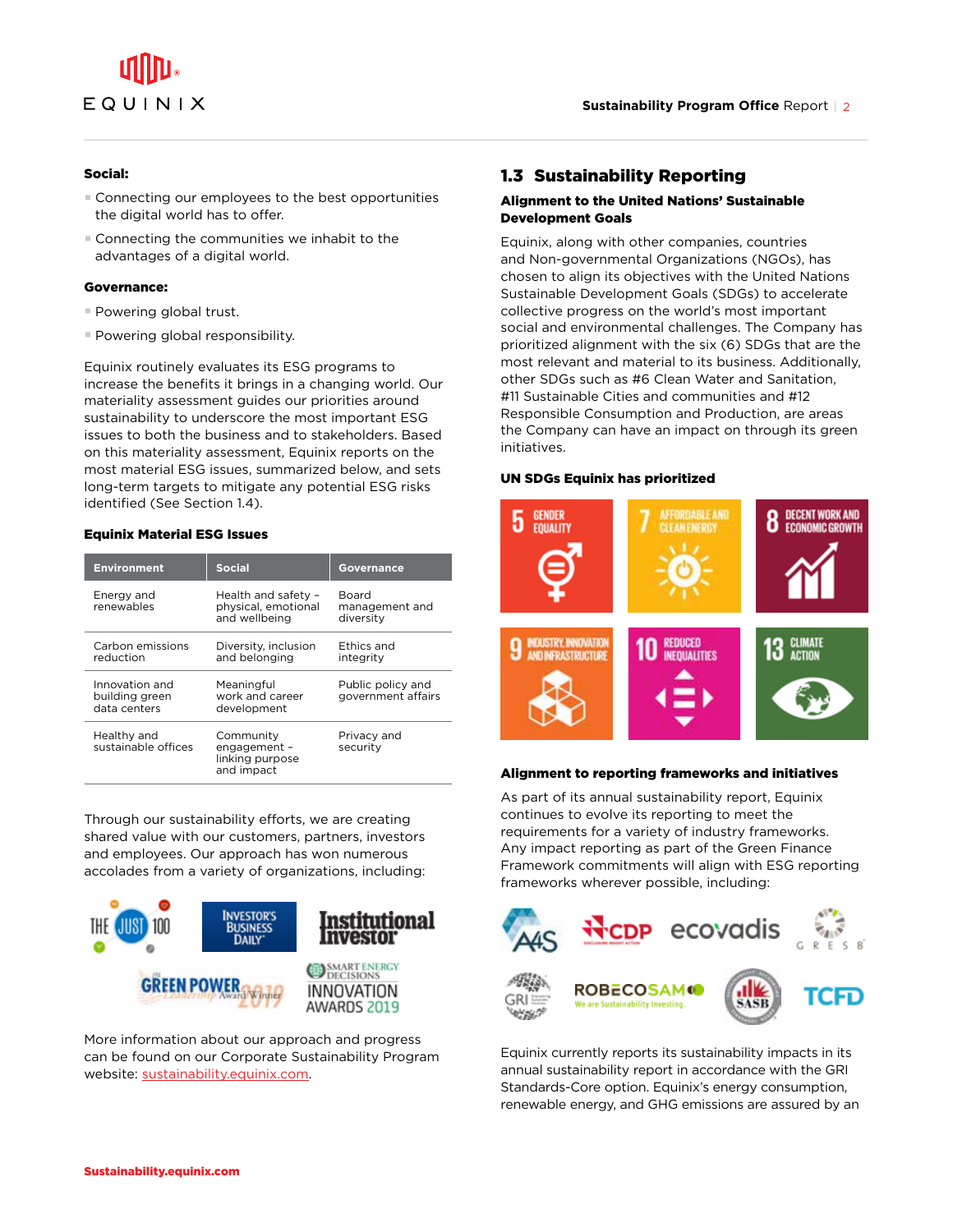**Social:**

- Connecting our employees to the best opportunities the digital world has to offer.
- Connecting the communities we inhabit to the advantages of a digital world.

**Governance:**

- Powering global trust.
- Powering global responsibility.

Equinix routinely evaluates its ESG programs to increase the benefits it brings in a changing world. Our materiality assessment guides our priorities around sustainability to underscore the most important ESG issues to both the business and to stakeholders. Based on this materiality assessment, Equinix reports on the most material ESG issues, summarized below, and sets long-term targets to mitigate any potential ESG risks identified (See Section 1.4).

**Equinix Material ESG Issues**

| Environment | Social | Governance |
|---|---|---|
| Energy and renewables | Health and safety – physical, emotional and wellbeing | Board management and diversity |
| Carbon emissions reduction | Diversity, inclusion and belonging | Ethics and integrity |
| Innovation and building green data centers | Meaningful work and career development | Public policy and government affairs |
| Healthy and sustainable offices | Community engagement – linking purpose and impact | Privacy and security |

Through our sustainability efforts, we are creating shared value with our customers, partners, investors and employees. Our approach has won numerous accolades from a variety of organizations, including:

More information about our approach and progress can be found on our Corporate Sustainability Program website: sustainability.equinix.com.

## 1.3 Sustainability Reporting

### Alignment to the United Nations' Sustainable Development Goals

Equinix, along with other companies, countries and Non-governmental Organizations (NGOs), has chosen to align its objectives with the United Nations Sustainable Development Goals (SDGs) to accelerate collective progress on the world's most important social and environmental challenges. The Company has prioritized alignment with the six (6) SDGs that are the most relevant and material to its business. Additionally, other SDGs such as #6 Clean Water and Sanitation, #11 Sustainable Cities and communities and #12 Responsible Consumption and Production, are areas the Company can have an impact on through its green initiatives.

**UN SDGs Equinix has prioritized**

- 5 Gender Equality
- 7 Affordable and Clean Energy
- 8 Decent Work and Economic Growth
- 9 Industry, Innovation and Infrastructure
- 10 Reduced Inequalities
- 13 Climate Action

### Alignment to reporting frameworks and initiatives

As part of its annual sustainability report, Equinix continues to evolve its reporting to meet the requirements for a variety of industry frameworks. Any impact reporting as part of the Green Finance Framework commitments will align with ESG reporting frameworks wherever possible, including:

Equinix currently reports its sustainability impacts in its annual sustainability report in accordance with the GRI Standards-Core option. Equinix's energy consumption, renewable energy, and GHG emissions are assured by an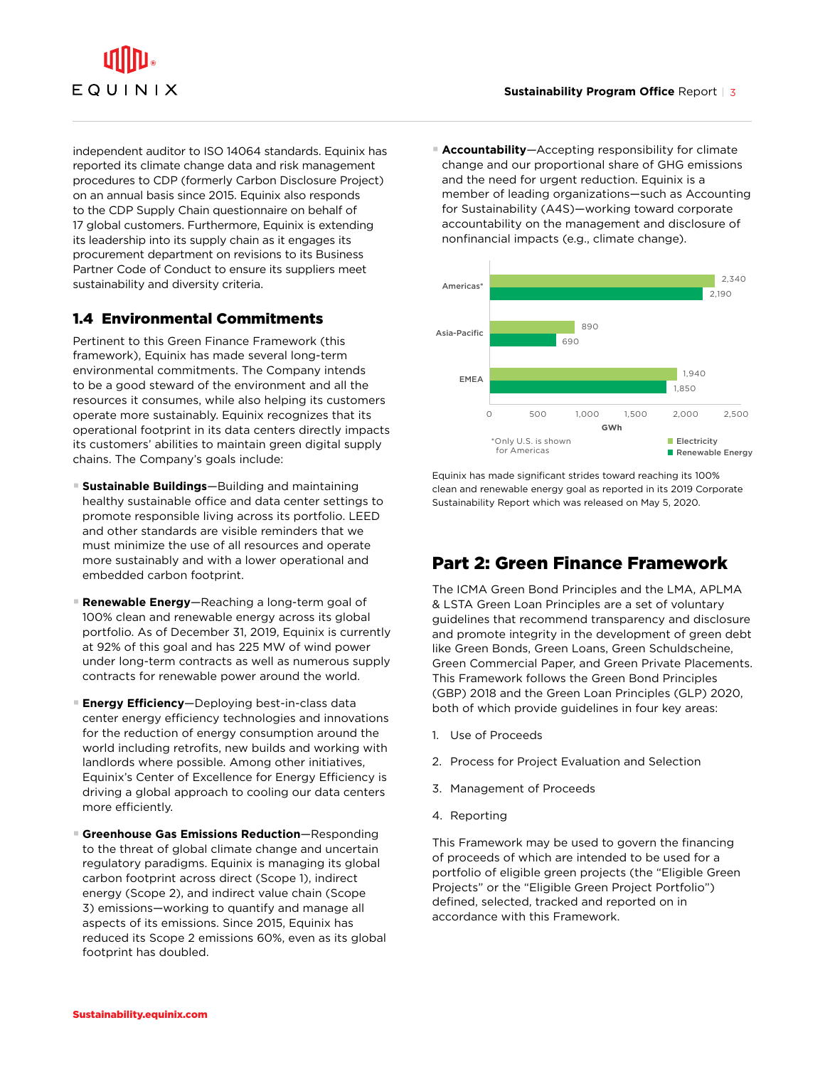independent auditor to ISO 14064 standards. Equinix has reported its climate change data and risk management procedures to CDP (formerly Carbon Disclosure Project) on an annual basis since 2015. Equinix also responds to the CDP Supply Chain questionnaire on behalf of 17 global customers. Furthermore, Equinix is extending its leadership into its supply chain as it engages its procurement department on revisions to its Business Partner Code of Conduct to ensure its suppliers meet sustainability and diversity criteria.

## 1.4 Environmental Commitments

Pertinent to this Green Finance Framework (this framework), Equinix has made several long-term environmental commitments. The Company intends to be a good steward of the environment and all the resources it consumes, while also helping its customers operate more sustainably. Equinix recognizes that its operational footprint in its data centers directly impacts its customers' abilities to maintain green digital supply chains. The Company's goals include:

- **Sustainable Buildings**—Building and maintaining healthy sustainable office and data center settings to promote responsible living across its portfolio. LEED and other standards are visible reminders that we must minimize the use of all resources and operate more sustainably and with a lower operational and embedded carbon footprint.
- **Renewable Energy**—Reaching a long-term goal of 100% clean and renewable energy across its global portfolio. As of December 31, 2019, Equinix is currently at 92% of this goal and has 225 MW of wind power under long-term contracts as well as numerous supply contracts for renewable power around the world.
- **Energy Efficiency**—Deploying best-in-class data center energy efficiency technologies and innovations for the reduction of energy consumption around the world including retrofits, new builds and working with landlords where possible. Among other initiatives, Equinix's Center of Excellence for Energy Efficiency is driving a global approach to cooling our data centers more efficiently.
- **Greenhouse Gas Emissions Reduction**—Responding to the threat of global climate change and uncertain regulatory paradigms. Equinix is managing its global carbon footprint across direct (Scope 1), indirect energy (Scope 2), and indirect value chain (Scope 3) emissions—working to quantify and manage all aspects of its emissions. Since 2015, Equinix has reduced its Scope 2 emissions 60%, even as its global footprint has doubled.
- **Accountability**—Accepting responsibility for climate change and our proportional share of GHG emissions and the need for urgent reduction. Equinix is a member of leading organizations—such as Accounting for Sustainability (A4S)—working toward corporate accountability on the management and disclosure of nonfinancial impacts (e.g., climate change).

| Region | Electricity (GWh) | Renewable Energy (GWh) |
|---|---|---|
| Americas* | 2,340 | 2,190 |
| Asia-Pacific | 890 | 690 |
| EMEA | 1,940 | 1,850 |

*Only U.S. is shown for Americas

Equinix has made significant strides toward reaching its 100% clean and renewable energy goal as reported in its 2019 Corporate Sustainability Report which was released on May 5, 2020.

# Part 2: Green Finance Framework

The ICMA Green Bond Principles and the LMA, APLMA & LSTA Green Loan Principles are a set of voluntary guidelines that recommend transparency and disclosure and promote integrity in the development of green debt like Green Bonds, Green Loans, Green Schuldscheine, Green Commercial Paper, and Green Private Placements. This Framework follows the Green Bond Principles (GBP) 2018 and the Green Loan Principles (GLP) 2020, both of which provide guidelines in four key areas:

1. Use of Proceeds
2. Process for Project Evaluation and Selection
3. Management of Proceeds
4. Reporting

This Framework may be used to govern the financing of proceeds of which are intended to be used for a portfolio of eligible green projects (the "Eligible Green Projects" or the "Eligible Green Project Portfolio") defined, selected, tracked and reported on in accordance with this Framework.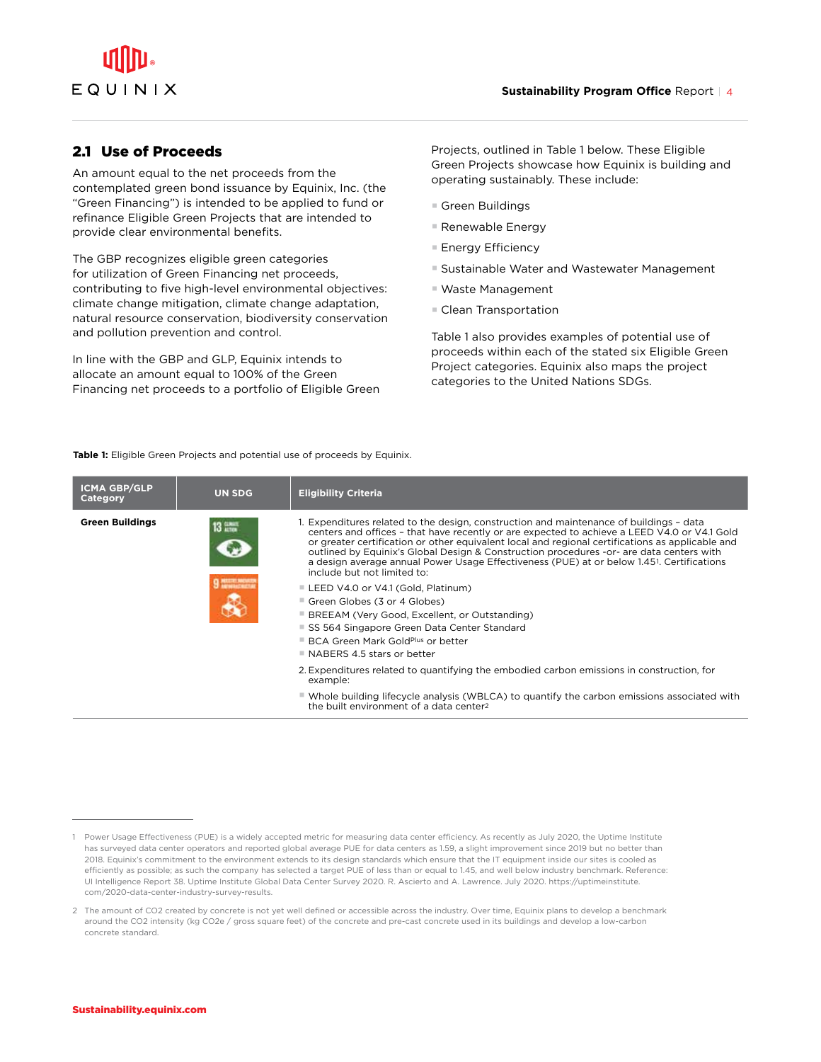## 2.1 Use of Proceeds

An amount equal to the net proceeds from the contemplated green bond issuance by Equinix, Inc. (the "Green Financing") is intended to be applied to fund or refinance Eligible Green Projects that are intended to provide clear environmental benefits.

The GBP recognizes eligible green categories for utilization of Green Financing net proceeds, contributing to five high-level environmental objectives: climate change mitigation, climate change adaptation, natural resource conservation, biodiversity conservation and pollution prevention and control.

In line with the GBP and GLP, Equinix intends to allocate an amount equal to 100% of the Green Financing net proceeds to a portfolio of Eligible Green Projects, outlined in Table 1 below. These Eligible Green Projects showcase how Equinix is building and operating sustainably. These include:

- Green Buildings
- Renewable Energy
- Energy Efficiency
- Sustainable Water and Wastewater Management
- Waste Management
- Clean Transportation

Table 1 also provides examples of potential use of proceeds within each of the stated six Eligible Green Project categories. Equinix also maps the project categories to the United Nations SDGs.

**Table 1:** Eligible Green Projects and potential use of proceeds by Equinix.

| ICMA GBP/GLP Category | UN SDG | Eligibility Criteria |
|---|---|---|
| **Green Buildings** | 13 Climate Action; 9 Industry, Innovation and Infrastructure | 1. Expenditures related to the design, construction and maintenance of buildings – data centers and offices – that have recently or are expected to achieve a LEED V4.0 or V4.1 Gold or greater certification or other equivalent local and regional certifications as applicable and outlined by Equinix's Global Design & Construction procedures -or- are data centers with a design average annual Power Usage Effectiveness (PUE) at or below 1.45[1]. Certifications include but not limited to:<br>▪ LEED V4.0 or V4.1 (Gold, Platinum)<br>▪ Green Globes (3 or 4 Globes)<br>▪ BREEAM (Very Good, Excellent, or Outstanding)<br>▪ SS 564 Singapore Green Data Center Standard<br>▪ BCA Green Mark GoldPlus or better<br>▪ NABERS 4.5 stars or better<br>2. Expenditures related to quantifying the embodied carbon emissions in construction, for example:<br>▪ Whole building lifecycle analysis (WBLCA) to quantify the carbon emissions associated with the built environment of a data center[2] |

1 Power Usage Effectiveness (PUE) is a widely accepted metric for measuring data center efficiency. As recently as July 2020, the Uptime Institute has surveyed data center operators and reported global average PUE for data centers as 1.59, a slight improvement since 2019 but no better than 2018. Equinix's commitment to the environment extends to its design standards which ensure that the IT equipment inside our sites is cooled as efficiently as possible; as such the company has selected a target PUE of less than or equal to 1.45, and well below industry benchmark. Reference: UI Intelligence Report 38. Uptime Institute Global Data Center Survey 2020. R. Ascierto and A. Lawrence. July 2020. https://uptimeinstitute.com/2020-data-center-industry-survey-results.

2 The amount of $CO_2$ created by concrete is not yet well defined or accessible across the industry. Over time, Equinix plans to develop a benchmark around the $CO_2$ intensity (kg $CO_2e$ / gross square feet) of the concrete and pre-cast concrete used in its buildings and develop a low-carbon concrete standard.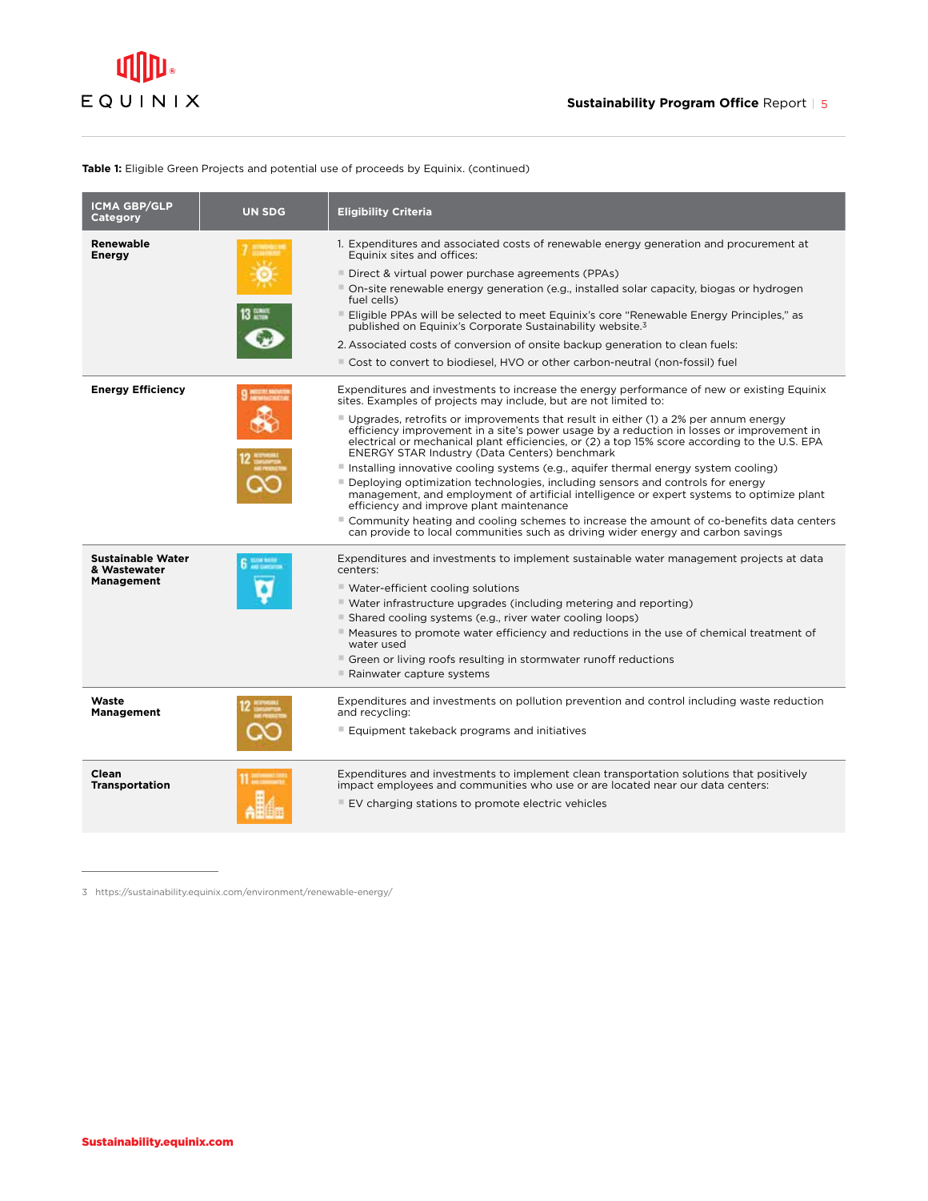**Table 1:** Eligible Green Projects and potential use of proceeds by Equinix. (continued)

| ICMA GBP/GLP Category | UN SDG | Eligibility Criteria |
|---|---|---|
| **Renewable Energy** | 7 Affordable and Clean Energy; 13 Climate Action | 1. Expenditures and associated costs of renewable energy generation and procurement at Equinix sites and offices:<br>- Direct & virtual power purchase agreements (PPAs)<br>- On-site renewable energy generation (e.g., installed solar capacity, biogas or hydrogen fuel cells)<br>- Eligible PPAs will be selected to meet Equinix's core "Renewable Energy Principles," as published on Equinix's Corporate Sustainability website.[3]<br>2. Associated costs of conversion of onsite backup generation to clean fuels:<br>- Cost to convert to biodiesel, HVO or other carbon-neutral (non-fossil) fuel |
| **Energy Efficiency** | 9 Industry, Innovation and Infrastructure; 12 Responsible Consumption and Production | Expenditures and investments to increase the energy performance of new or existing Equinix sites. Examples of projects may include, but are not limited to:<br>- Upgrades, retrofits or improvements that result in either (1) a 2% per annum energy efficiency improvement in a site's power usage by a reduction in losses or improvement in electrical or mechanical plant efficiencies, or (2) a top 15% score according to the U.S. EPA ENERGY STAR Industry (Data Centers) benchmark<br>- Installing innovative cooling systems (e.g., aquifer thermal energy system cooling)<br>- Deploying optimization technologies, including sensors and controls for energy management, and employment of artificial intelligence or expert systems to optimize plant efficiency and improve plant maintenance<br>- Community heating and cooling schemes to increase the amount of co-benefits data centers can provide to local communities such as driving wider energy and carbon savings |
| **Sustainable Water & Wastewater Management** | 6 Clean Water and Sanitation | Expenditures and investments to implement sustainable water management projects at data centers:<br>- Water-efficient cooling solutions<br>- Water infrastructure upgrades (including metering and reporting)<br>- Shared cooling systems (e.g., river water cooling loops)<br>- Measures to promote water efficiency and reductions in the use of chemical treatment of water used<br>- Green or living roofs resulting in stormwater runoff reductions<br>- Rainwater capture systems |
| **Waste Management** | 12 Responsible Consumption and Production | Expenditures and investments on pollution prevention and control including waste reduction and recycling:<br>- Equipment takeback programs and initiatives |
| **Clean Transportation** | 11 Sustainable Cities and Communities | Expenditures and investments to implement clean transportation solutions that positively impact employees and communities who use or are located near our data centers:<br>- EV charging stations to promote electric vehicles |

3 https://sustainability.equinix.com/environment/renewable-energy/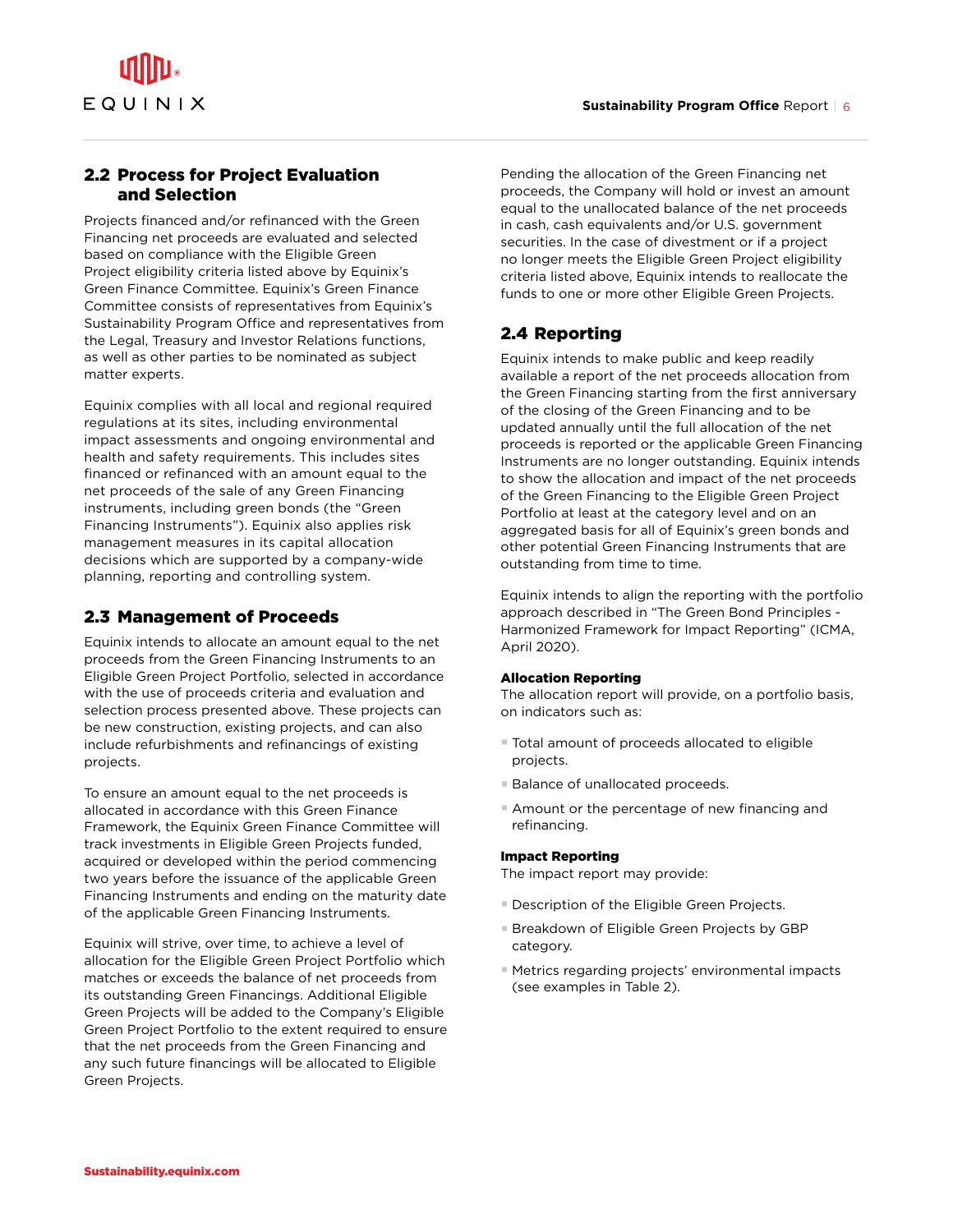## 2.2 Process for Project Evaluation and Selection

Projects financed and/or refinanced with the Green Financing net proceeds are evaluated and selected based on compliance with the Eligible Green Project eligibility criteria listed above by Equinix's Green Finance Committee. Equinix's Green Finance Committee consists of representatives from Equinix's Sustainability Program Office and representatives from the Legal, Treasury and Investor Relations functions, as well as other parties to be nominated as subject matter experts.

Equinix complies with all local and regional required regulations at its sites, including environmental impact assessments and ongoing environmental and health and safety requirements. This includes sites financed or refinanced with an amount equal to the net proceeds of the sale of any Green Financing instruments, including green bonds (the "Green Financing Instruments"). Equinix also applies risk management measures in its capital allocation decisions which are supported by a company-wide planning, reporting and controlling system.

## 2.3 Management of Proceeds

Equinix intends to allocate an amount equal to the net proceeds from the Green Financing Instruments to an Eligible Green Project Portfolio, selected in accordance with the use of proceeds criteria and evaluation and selection process presented above. These projects can be new construction, existing projects, and can also include refurbishments and refinancings of existing projects.

To ensure an amount equal to the net proceeds is allocated in accordance with this Green Finance Framework, the Equinix Green Finance Committee will track investments in Eligible Green Projects funded, acquired or developed within the period commencing two years before the issuance of the applicable Green Financing Instruments and ending on the maturity date of the applicable Green Financing Instruments.

Equinix will strive, over time, to achieve a level of allocation for the Eligible Green Project Portfolio which matches or exceeds the balance of net proceeds from its outstanding Green Financings. Additional Eligible Green Projects will be added to the Company's Eligible Green Project Portfolio to the extent required to ensure that the net proceeds from the Green Financing and any such future financings will be allocated to Eligible Green Projects.

Pending the allocation of the Green Financing net proceeds, the Company will hold or invest an amount equal to the unallocated balance of the net proceeds in cash, cash equivalents and/or U.S. government securities. In the case of divestment or if a project no longer meets the Eligible Green Project eligibility criteria listed above, Equinix intends to reallocate the funds to one or more other Eligible Green Projects.

## 2.4 Reporting

Equinix intends to make public and keep readily available a report of the net proceeds allocation from the Green Financing starting from the first anniversary of the closing of the Green Financing and to be updated annually until the full allocation of the net proceeds is reported or the applicable Green Financing Instruments are no longer outstanding. Equinix intends to show the allocation and impact of the net proceeds of the Green Financing to the Eligible Green Project Portfolio at least at the category level and on an aggregated basis for all of Equinix's green bonds and other potential Green Financing Instruments that are outstanding from time to time.

Equinix intends to align the reporting with the portfolio approach described in "The Green Bond Principles - Harmonized Framework for Impact Reporting" (ICMA, April 2020).

### Allocation Reporting

The allocation report will provide, on a portfolio basis, on indicators such as:

- Total amount of proceeds allocated to eligible projects.
- Balance of unallocated proceeds.
- Amount or the percentage of new financing and refinancing.

### Impact Reporting

The impact report may provide:

- Description of the Eligible Green Projects.
- Breakdown of Eligible Green Projects by GBP category.
- Metrics regarding projects' environmental impacts (see examples in Table 2).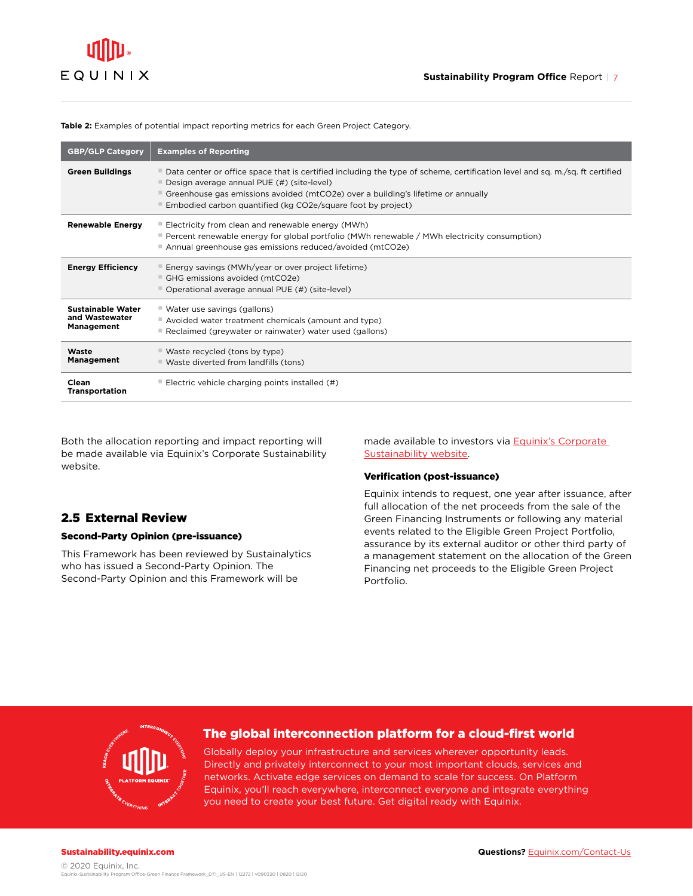**Table 2:** Examples of potential impact reporting metrics for each Green Project Category.

| GBP/GLP Category | Examples of Reporting |
|---|---|
| **Green Buildings** | ▪ Data center or office space that is certified including the type of scheme, certification level and sq. m./sq. ft certified<br>▪ Design average annual PUE (#) (site-level)<br>▪ Greenhouse gas emissions avoided (mtCO2e) over a building's lifetime or annually<br>▪ Embodied carbon quantified (kg CO2e/square foot by project) |
| **Renewable Energy** | ▪ Electricity from clean and renewable energy (MWh)<br>▪ Percent renewable energy for global portfolio (MWh renewable / MWh electricity consumption)<br>▪ Annual greenhouse gas emissions reduced/avoided (mtCO2e) |
| **Energy Efficiency** | ▪ Energy savings (MWh/year or over project lifetime)<br>▪ GHG emissions avoided (mtCO2e)<br>▪ Operational average annual PUE (#) (site-level) |
| **Sustainable Water and Wastewater Management** | ▪ Water use savings (gallons)<br>▪ Avoided water treatment chemicals (amount and type)<br>▪ Reclaimed (greywater or rainwater) water used (gallons) |
| **Waste Management** | ▪ Waste recycled (tons by type)<br>▪ Waste diverted from landfills (tons) |
| **Clean Transportation** | ▪ Electric vehicle charging points installed (#) |

Both the allocation reporting and impact reporting will be made available via Equinix's Corporate Sustainability website.

## 2.5 External Review

### Second-Party Opinion (pre-issuance)

This Framework has been reviewed by Sustainalytics who has issued a Second-Party Opinion. The Second-Party Opinion and this Framework will be made available to investors via Equinix's Corporate Sustainability website.

### Verification (post-issuance)

Equinix intends to request, one year after issuance, after full allocation of the net proceeds from the sale of the Green Financing Instruments or following any material events related to the Eligible Green Project Portfolio, assurance by its external auditor or other third party of a management statement on the allocation of the Green Financing net proceeds to the Eligible Green Project Portfolio.

**The global interconnection platform for a cloud-first world**

Globally deploy your infrastructure and services wherever opportunity leads. Directly and privately interconnect to your most important clouds, services and networks. Activate edge services on demand to scale for success. On Platform Equinix, you'll reach everywhere, interconnect everyone and integrate everything you need to create your best future. Get digital ready with Equinix.

**Sustainability.equinix.com**

**Questions?** Equinix.com/Contact-Us

© 2020 Equinix, Inc.
Equinix-Sustainability Program Office-Green Finance Framework_D7.1_US-EN | 12272 | v090320 | 0820 | Q120